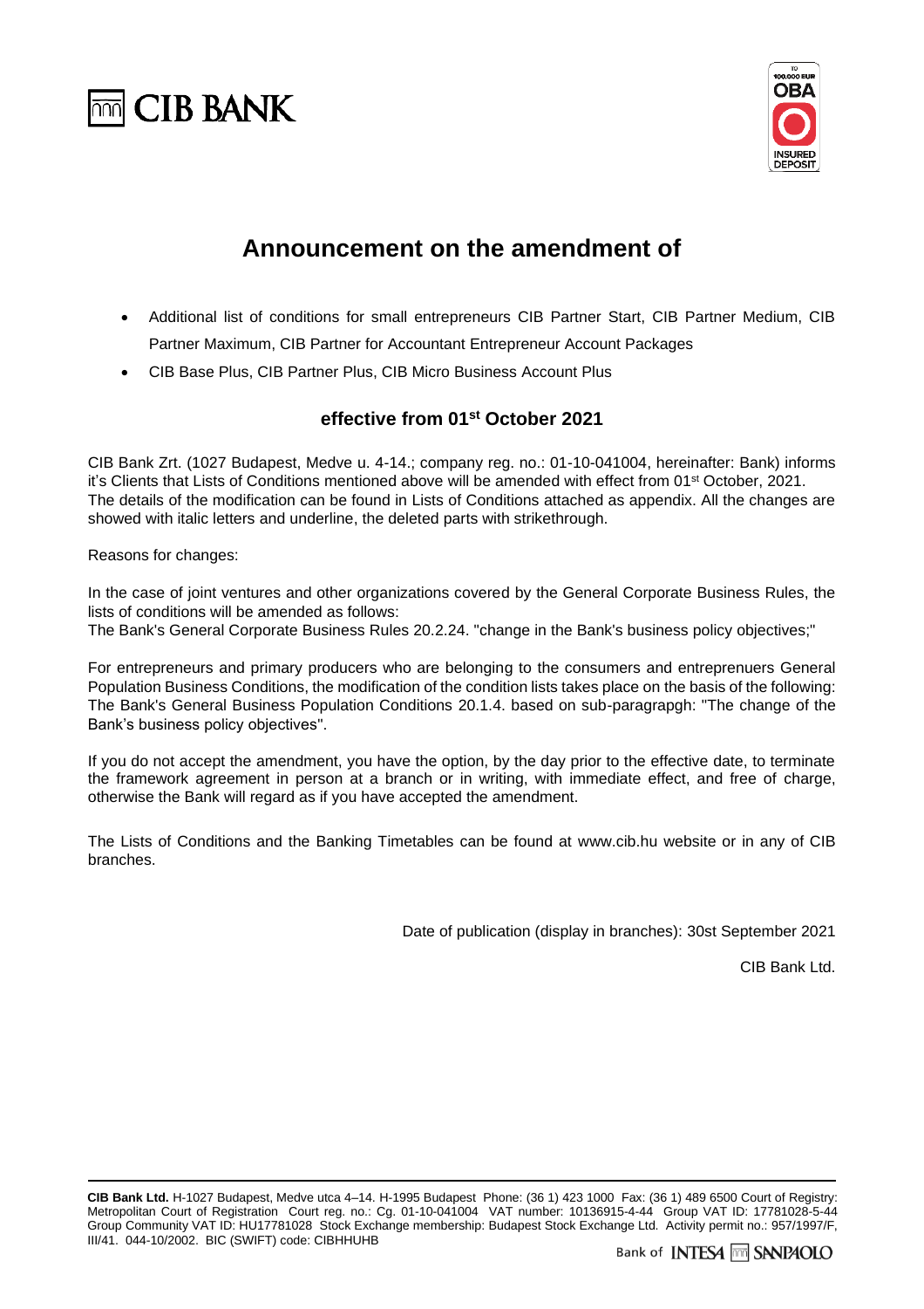CIB BANK

# Announcement on the amendment of

- Additional list of conditions for small entrepreneurs CIB Partner Start, CIB Partner Medium, CIB Partner Maximum, CIB Partner for Accountant Entrepreneur Account Packages
- CIB Base Plus, CIB Partner Plus, CIB Micro Business Account Plus

### effective from 01st October 2021

CIB Bank Zrt. (1027 Budapest, Medve u. 4-14.; company reg. no.: 01-10-041004, hereinafter: Bank) informs it's Clients that Lists of Conditions mentioned above will be amended with effect from 01st October, 2021. The details of the modification can be found in Lists of Conditions attached as appendix. All the changes are showed with italic letters and underline, the deleted parts with strikethrough.

Reasons for changes:

In the case of joint ventures and other organizations covered by the General Corporate Business Rules, the lists of conditions will be amended as follows:
The Bank's General Corporate Business Rules 20.2.24. "change in the Bank's business policy objectives;"

For entrepreneurs and primary producers who are belonging to the consumers and entreprenuers General Population Business Conditions, the modification of the condition lists takes place on the basis of the following: The Bank's General Business Population Conditions 20.1.4. based on sub-paragrapgh: "The change of the Bank's business policy objectives".

If you do not accept the amendment, you have the option, by the day prior to the effective date, to terminate the framework agreement in person at a branch or in writing, with immediate effect, and free of charge, otherwise the Bank will regard as if you have accepted the amendment.

The Lists of Conditions and the Banking Timetables can be found at www.cib.hu website or in any of CIB branches.

Date of publication (display in branches): 30st September 2021

CIB Bank Ltd.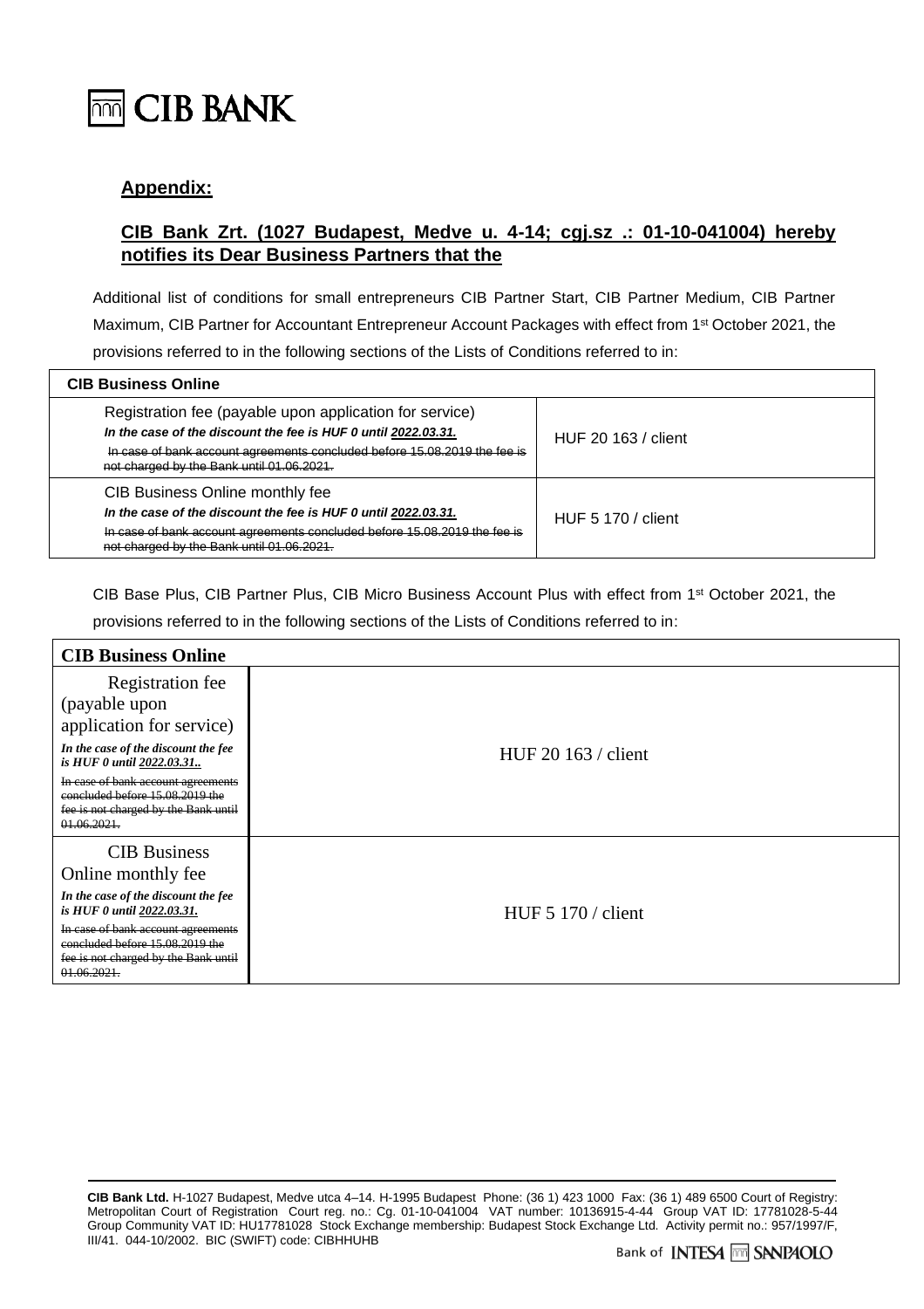**CIB BANK**

## Appendix:

## CIB Bank Zrt. (1027 Budapest, Medve u. 4-14; cgj.sz .: 01-10-041004) hereby notifies its Dear Business Partners that the

Additional list of conditions for small entrepreneurs CIB Partner Start, CIB Partner Medium, CIB Partner Maximum, CIB Partner for Accountant Entrepreneur Account Packages with effect from 1st October 2021, the provisions referred to in the following sections of the Lists of Conditions referred to in:

| **CIB Business Online** | |
|---|---|
| Registration fee (payable upon application for service)<br>***In the case of the discount the fee is HUF 0 until 2022.03.31.***<br>~~In case of bank account agreements concluded before 15.08.2019 the fee is not charged by the Bank until 01.06.2021.~~ | HUF 20 163 / client |
| CIB Business Online monthly fee<br>***In the case of the discount the fee is HUF 0 until 2022.03.31.***<br>~~In case of bank account agreements concluded before 15.08.2019 the fee is not charged by the Bank until 01.06.2021.~~ | HUF 5 170 / client |

CIB Base Plus, CIB Partner Plus, CIB Micro Business Account Plus with effect from 1st October 2021, the provisions referred to in the following sections of the Lists of Conditions referred to in:

| **CIB Business Online** | |
|---|---|
| Registration fee (payable upon application for service)<br>***In the case of the discount the fee is HUF 0 until 2022.03.31..***<br>~~In case of bank account agreements concluded before 15.08.2019 the fee is not charged by the Bank until 01.06.2021.~~ | HUF 20 163 / client |
| CIB Business Online monthly fee<br>***In the case of the discount the fee is HUF 0 until 2022.03.31.***<br>~~In case of bank account agreements concluded before 15.08.2019 the fee is not charged by the Bank until 01.06.2021.~~ | HUF 5 170 / client |

**CIB Bank Ltd.** H-1027 Budapest, Medve utca 4–14. H-1995 Budapest Phone: (36 1) 423 1000 Fax: (36 1) 489 6500 Court of Registry: Metropolitan Court of Registration Court reg. no.: Cg. 01-10-041004 VAT number: 10136915-4-44 Group VAT ID: 17781028-5-44 Group Community VAT ID: HU17781028 Stock Exchange membership: Budapest Stock Exchange Ltd. Activity permit no.: 957/1997/F, III/41. 044-10/2002. BIC (SWIFT) code: CIBHHUHB

Bank of INTESA SANPAOLO